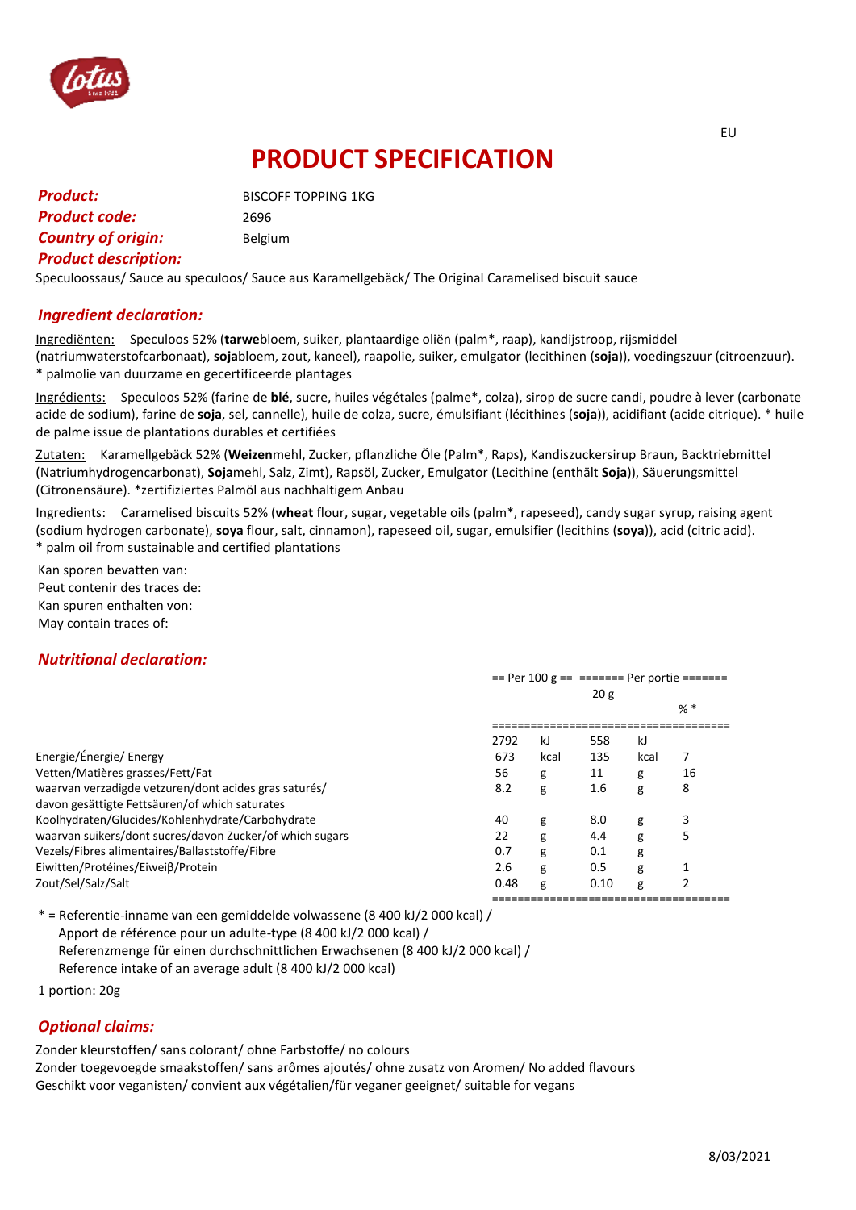EU

# PRODUCT SPECIFICATION

***Product:*** BISCOFF TOPPING 1KG

***Product code:*** 2696

***Country of origin:*** Belgium

***Product description:***

Speculoossaus/ Sauce au speculoos/ Sauce aus Karamellgebäck/ The Original Caramelised biscuit sauce

## *Ingredient declaration:*

Ingrediënten: Speculoos 52% (**tarwe**bloem, suiker, plantaardige oliën (palm*, raap), kandijstroop, rijsmiddel (natriumwaterstofcarbonaat), **soja**bloem, zout, kaneel), raapolie, suiker, emulgator (lecithinen (**soja**)), voedingszuur (citroenzuur). * palmolie van duurzame en gecertificeerde plantages

Ingrédients: Speculoos 52% (farine de **blé**, sucre, huiles végétales (palme*, colza), sirop de sucre candi, poudre à lever (carbonate acide de sodium), farine de **soja**, sel, cannelle), huile de colza, sucre, émulsifiant (lécithines (**soja**)), acidifiant (acide citrique). * huile de palme issue de plantations durables et certifiées

Zutaten: Karamellgebäck 52% (**Weizen**mehl, Zucker, pflanzliche Öle (Palm*, Raps), Kandiszuckersirup Braun, Backtriebmittel (Natriumhydrogencarbonat), **Soja**mehl, Salz, Zimt), Rapsöl, Zucker, Emulgator (Lecithine (enthält **Soja**)), Säuerungsmittel (Citronensäure). *zertifiziertes Palmöl aus nachhaltigem Anbau

Ingredients: Caramelised biscuits 52% (**wheat** flour, sugar, vegetable oils (palm*, rapeseed), candy sugar syrup, raising agent (sodium hydrogen carbonate), **soya** flour, salt, cinnamon), rapeseed oil, sugar, emulsifier (lecithins (**soya**)), acid (citric acid). * palm oil from sustainable and certified plantations

Kan sporen bevatten van:
Peut contenir des traces de:
Kan spuren enthalten von:
May contain traces of:

## *Nutritional declaration:*

| | Per 100 g | | Per portie 20 g | | % * |
|---|---|---|---|---|---|
| | 2792 | kJ | 558 | kJ | |
| Energie/Énergie/ Energy | 673 | kcal | 135 | kcal | 7 |
| Vetten/Matières grasses/Fett/Fat | 56 | g | 11 | g | 16 |
| waarvan verzadigde vetzuren/dont acides gras saturés/ davon gesättigte Fettsäuren/of which saturates | 8.2 | g | 1.6 | g | 8 |
| Koolhydraten/Glucides/Kohlenhydrate/Carbohydrate | 40 | g | 8.0 | g | 3 |
| waarvan suikers/dont sucres/davon Zucker/of which sugars | 22 | g | 4.4 | g | 5 |
| Vezels/Fibres alimentaires/Ballaststoffe/Fibre | 0.7 | g | 0.1 | g | |
| Eiwitten/Protéines/Eiweiβ/Protein | 2.6 | g | 0.5 | g | 1 |
| Zout/Sel/Salz/Salt | 0.48 | g | 0.10 | g | 2 |

\* = Referentie-inname van een gemiddelde volwassene (8 400 kJ/2 000 kcal) /
Apport de référence pour un adulte-type (8 400 kJ/2 000 kcal) /
Referenzmenge für einen durchschnittlichen Erwachsenen (8 400 kJ/2 000 kcal) /
Reference intake of an average adult (8 400 kJ/2 000 kcal)

1 portion: 20g

## *Optional claims:*

Zonder kleurstoffen/ sans colorant/ ohne Farbstoffe/ no colours
Zonder toegevoegde smaakstoffen/ sans arômes ajoutés/ ohne zusatz von Aromen/ No added flavours
Geschikt voor veganisten/ convient aux végétaliens/für veganer geeignet/ suitable for vegans

8/03/2021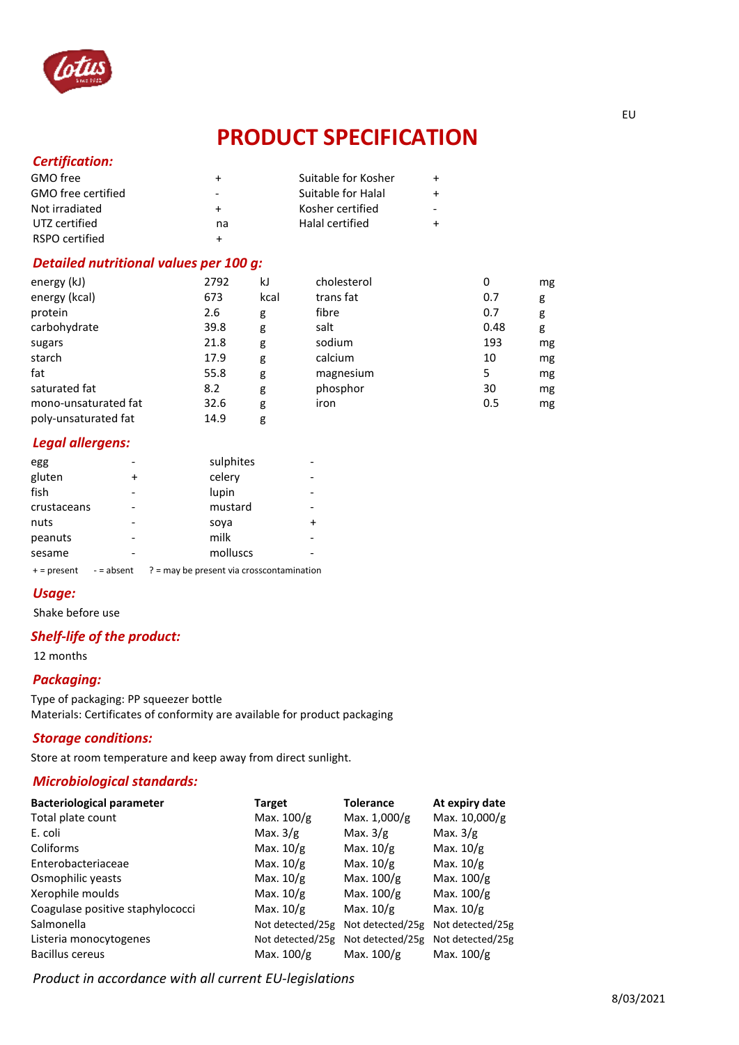EU

# PRODUCT SPECIFICATION

## *Certification:*

| | | | |
|---|---|---|---|
| GMO free | + | Suitable for Kosher | + |
| GMO free certified | - | Suitable for Halal | + |
| Not irradiated | + | Kosher certified | - |
| UTZ certified | na | Halal certified | + |
| RSPO certified | + | | |

## *Detailed nutritional values per 100 g:*

| | | | | | |
|---|---|---|---|---|---|
| energy (kJ) | 2792 | kJ | cholesterol | 0 | mg |
| energy (kcal) | 673 | kcal | trans fat | 0.7 | g |
| protein | 2.6 | g | fibre | 0.7 | g |
| carbohydrate | 39.8 | g | salt | 0.48 | g |
| sugars | 21.8 | g | sodium | 193 | mg |
| starch | 17.9 | g | calcium | 10 | mg |
| fat | 55.8 | g | magnesium | 5 | mg |
| saturated fat | 8.2 | g | phosphor | 30 | mg |
| mono-unsaturated fat | 32.6 | g | iron | 0.5 | mg |
| poly-unsaturated fat | 14.9 | g | | | |

## *Legal allergens:*

| | | | |
|---|---|---|---|
| egg | - | sulphites | - |
| gluten | + | celery | - |
| fish | - | lupin | - |
| crustaceans | - | mustard | - |
| nuts | - | soya | + |
| peanuts | - | milk | - |
| sesame | - | molluscs | - |

+ = present   - = absent   ? = may be present via crosscontamination

## *Usage:*

Shake before use

## *Shelf-life of the product:*

12 months

## *Packaging:*

Type of packaging: PP squeezer bottle
Materials: Certificates of conformity are available for product packaging

## *Storage conditions:*

Store at room temperature and keep away from direct sunlight.

## *Microbiological standards:*

| Bacteriological parameter | Target | Tolerance | At expiry date |
|---|---|---|---|
| Total plate count | Max. 100/g | Max. 1,000/g | Max. 10,000/g |
| E. coli | Max. 3/g | Max. 3/g | Max. 3/g |
| Coliforms | Max. 10/g | Max. 10/g | Max. 10/g |
| Enterobacteriaceae | Max. 10/g | Max. 10/g | Max. 10/g |
| Osmophilic yeasts | Max. 10/g | Max. 100/g | Max. 100/g |
| Xerophile moulds | Max. 10/g | Max. 100/g | Max. 100/g |
| Coagulase positive staphylococci | Max. 10/g | Max. 10/g | Max. 10/g |
| Salmonella | Not detected/25g | Not detected/25g | Not detected/25g |
| Listeria monocytogenes | Not detected/25g | Not detected/25g | Not detected/25g |
| Bacillus cereus | Max. 100/g | Max. 100/g | Max. 100/g |

*Product in accordance with all current EU-legislations*

8/03/2021